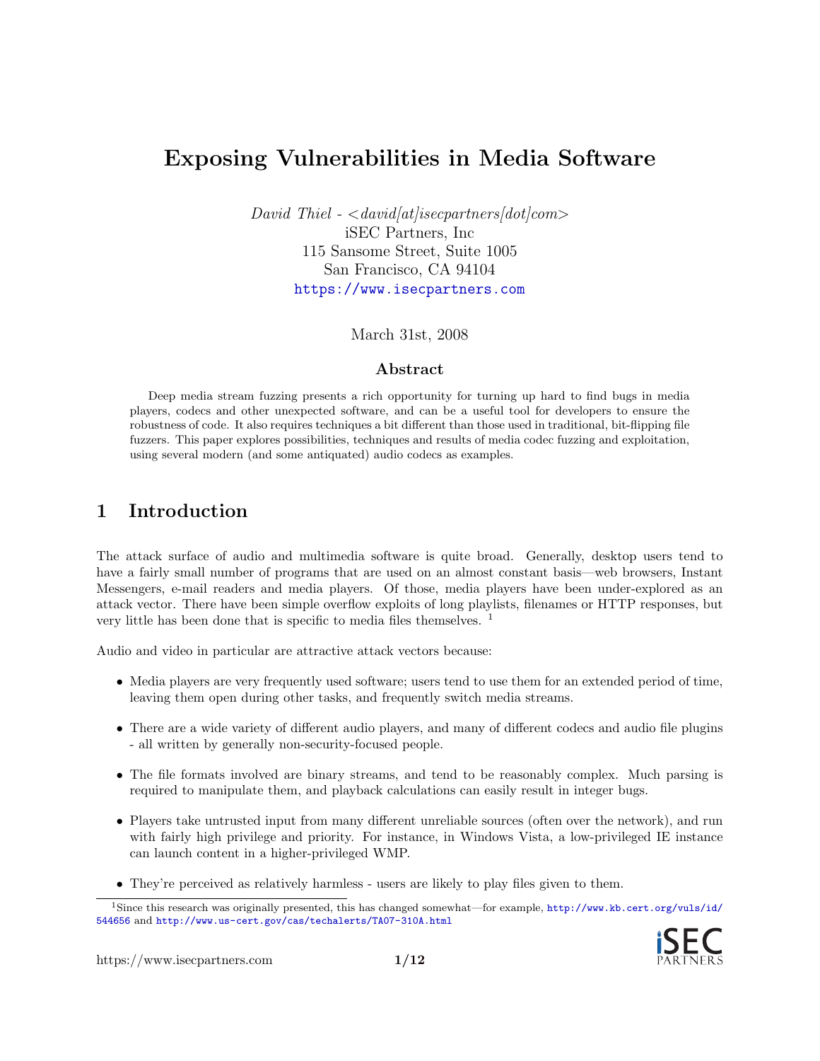# Exposing Vulnerabilities in Media Software

*David Thiel - <david[at]isecpartners[dot]com>*
iSEC Partners, Inc
115 Sansome Street, Suite 1005
San Francisco, CA 94104
https://www.isecpartners.com

March 31st, 2008

### Abstract

Deep media stream fuzzing presents a rich opportunity for turning up hard to find bugs in media players, codecs and other unexpected software, and can be a useful tool for developers to ensure the robustness of code. It also requires techniques a bit different than those used in traditional, bit-flipping file fuzzers. This paper explores possibilities, techniques and results of media codec fuzzing and exploitation, using several modern (and some antiquated) audio codecs as examples.

## 1 Introduction

The attack surface of audio and multimedia software is quite broad. Generally, desktop users tend to have a fairly small number of programs that are used on an almost constant basis—web browsers, Instant Messengers, e-mail readers and media players. Of those, media players have been under-explored as an attack vector. There have been simple overflow exploits of long playlists, filenames or HTTP responses, but very little has been done that is specific to media files themselves. [1]

Audio and video in particular are attractive attack vectors because:

- Media players are very frequently used software; users tend to use them for an extended period of time, leaving them open during other tasks, and frequently switch media streams.
- There are a wide variety of different audio players, and many of different codecs and audio file plugins - all written by generally non-security-focused people.
- The file formats involved are binary streams, and tend to be reasonably complex. Much parsing is required to manipulate them, and playback calculations can easily result in integer bugs.
- Players take untrusted input from many different unreliable sources (often over the network), and run with fairly high privilege and priority. For instance, in Windows Vista, a low-privileged IE instance can launch content in a higher-privileged WMP.
- They're perceived as relatively harmless - users are likely to play files given to them.

[1] Since this research was originally presented, this has changed somewhat—for example, http://www.kb.cert.org/vuls/id/544656 and http://www.us-cert.gov/cas/techalerts/TA07-310A.html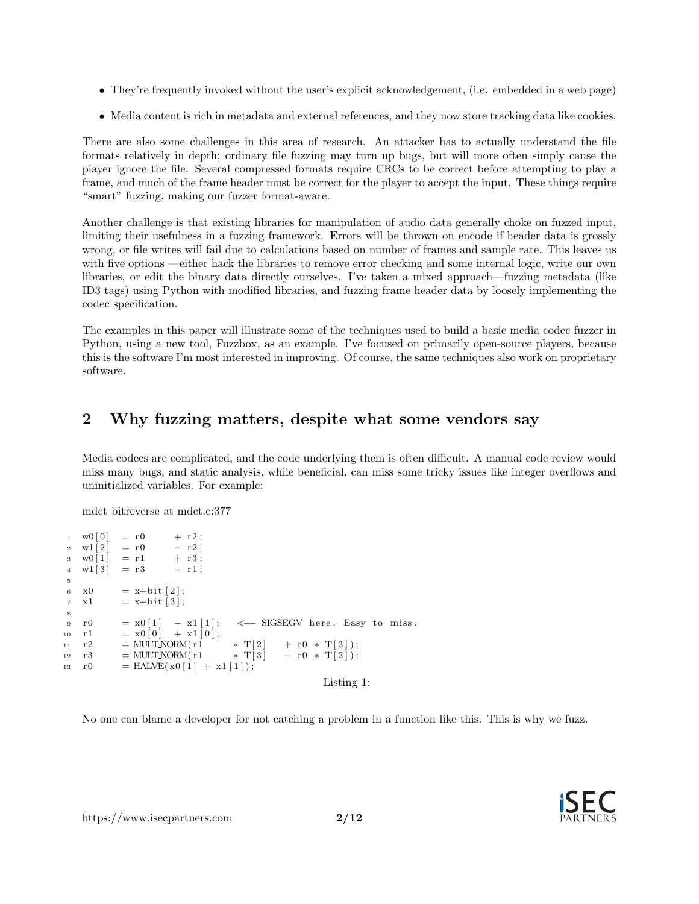- They're frequently invoked without the user's explicit acknowledgement, (i.e. embedded in a web page)
- Media content is rich in metadata and external references, and they now store tracking data like cookies.

There are also some challenges in this area of research. An attacker has to actually understand the file formats relatively in depth; ordinary file fuzzing may turn up bugs, but will more often simply cause the player ignore the file. Several compressed formats require CRCs to be correct before attempting to play a frame, and much of the frame header must be correct for the player to accept the input. These things require "smart" fuzzing, making our fuzzer format-aware.

Another challenge is that existing libraries for manipulation of audio data generally choke on fuzzed input, limiting their usefulness in a fuzzing framework. Errors will be thrown on encode if header data is grossly wrong, or file writes will fail due to calculations based on number of frames and sample rate. This leaves us with five options —either hack the libraries to remove error checking and some internal logic, write our own libraries, or edit the binary data directly ourselves. I've taken a mixed approach—fuzzing metadata (like ID3 tags) using Python with modified libraries, and fuzzing frame header data by loosely implementing the codec specification.

The examples in this paper will illustrate some of the techniques used to build a basic media codec fuzzer in Python, using a new tool, Fuzzbox, as an example. I've focused on primarily open-source players, because this is the software I'm most interested in improving. Of course, the same techniques also work on proprietary software.

## 2 Why fuzzing matters, despite what some vendors say

Media codecs are complicated, and the code underlying them is often difficult. A manual code review would miss many bugs, and static analysis, while beneficial, can miss some tricky issues like integer overflows and uninitialized variables. For example:

mdct_bitreverse at mdct.c:377

```
w0[0]   = r0      + r2;
w1[2]   = r0      - r2;
w0[1]   = r1      + r3;
w1[3]   = r3      - r1;

x0      = x+bit[2];
x1      = x+bit[3];

r0      = x0[1]   - x1[1];    <-- SIGSEGV here. Easy to miss.
r1      = x0[0]   + x1[0];
r2      = MULT_NORM(r1      * T[2]    + r0 * T[3]);
r3      = MULT_NORM(r1      * T[3]    - r0 * T[2]);
r0      = HALVE(x0[1] + x1[1]);
```

Listing 1:

No one can blame a developer for not catching a problem in a function like this. This is why we fuzz.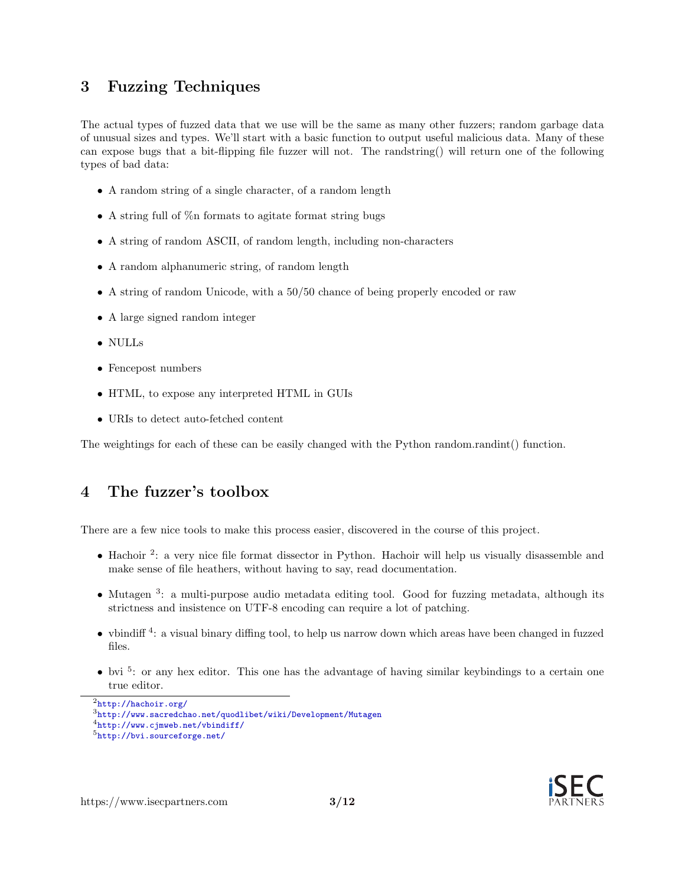## 3 Fuzzing Techniques

The actual types of fuzzed data that we use will be the same as many other fuzzers; random garbage data of unusual sizes and types. We'll start with a basic function to output useful malicious data. Many of these can expose bugs that a bit-flipping file fuzzer will not. The randstring() will return one of the following types of bad data:

- A random string of a single character, of a random length
- A string full of %n formats to agitate format string bugs
- A string of random ASCII, of random length, including non-characters
- A random alphanumeric string, of random length
- A string of random Unicode, with a 50/50 chance of being properly encoded or raw
- A large signed random integer
- NULLs
- Fencepost numbers
- HTML, to expose any interpreted HTML in GUIs
- URIs to detect auto-fetched content

The weightings for each of these can be easily changed with the Python random.randint() function.

## 4 The fuzzer's toolbox

There are a few nice tools to make this process easier, discovered in the course of this project.

- Hachoir [2]: a very nice file format dissector in Python. Hachoir will help us visually disassemble and make sense of file heathers, without having to say, read documentation.
- Mutagen [3]: a multi-purpose audio metadata editing tool. Good for fuzzing metadata, although its strictness and insistence on UTF-8 encoding can require a lot of patching.
- vbindiff [4]: a visual binary diffing tool, to help us narrow down which areas have been changed in fuzzed files.
- bvi [5]: or any hex editor. This one has the advantage of having similar keybindings to a certain one true editor.

[2] http://hachoir.org/

[3] http://www.sacredchao.net/quodlibet/wiki/Development/Mutagen

[4] http://www.cjmweb.net/vbindiff/

[5] http://bvi.sourceforge.net/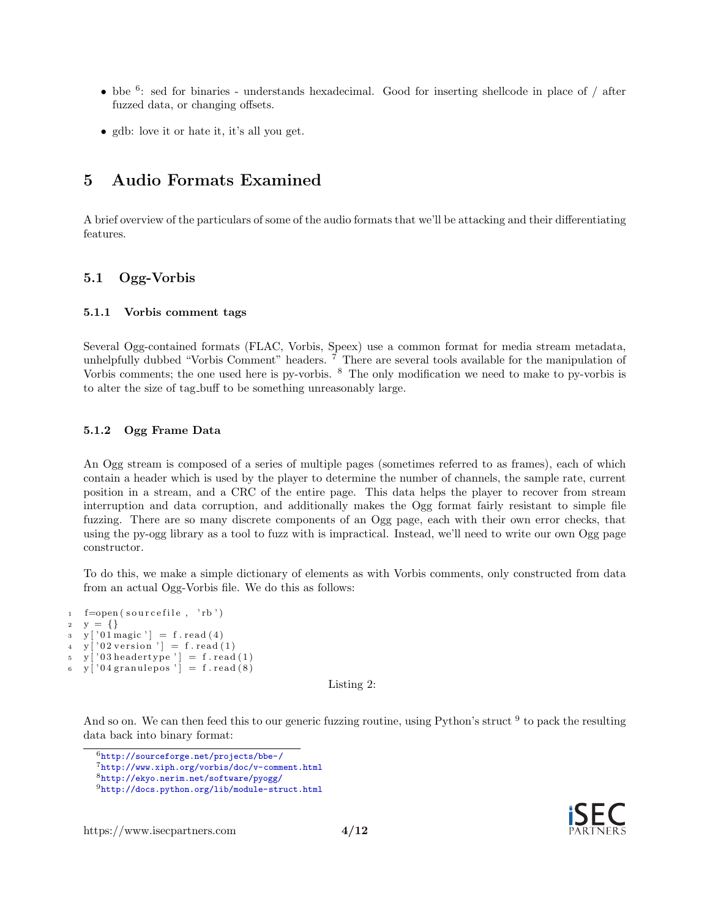- bbe [6]: sed for binaries - understands hexadecimal. Good for inserting shellcode in place of / after fuzzed data, or changing offsets.
- gdb: love it or hate it, it's all you get.

# 5 Audio Formats Examined

A brief overview of the particulars of some of the audio formats that we'll be attacking and their differentiating features.

## 5.1 Ogg-Vorbis

### 5.1.1 Vorbis comment tags

Several Ogg-contained formats (FLAC, Vorbis, Speex) use a common format for media stream metadata, unhelpfully dubbed "Vorbis Comment" headers. [7] There are several tools available for the manipulation of Vorbis comments; the one used here is py-vorbis. [8] The only modification we need to make to py-vorbis is to alter the size of tag_buff to be something unreasonably large.

### 5.1.2 Ogg Frame Data

An Ogg stream is composed of a series of multiple pages (sometimes referred to as frames), each of which contain a header which is used by the player to determine the number of channels, the sample rate, current position in a stream, and a CRC of the entire page. This data helps the player to recover from stream interruption and data corruption, and additionally makes the Ogg format fairly resistant to simple file fuzzing. There are so many discrete components of an Ogg page, each with their own error checks, that using the py-ogg library as a tool to fuzz with is impractical. Instead, we'll need to write our own Ogg page constructor.

To do this, we make a simple dictionary of elements as with Vorbis comments, only constructed from data from an actual Ogg-Vorbis file. We do this as follows:

```
f=open(sourcefile, 'rb')
y = {}
y['01magic'] = f.read(4)
y['02version'] = f.read(1)
y['03headertype'] = f.read(1)
y['04granulepos'] = f.read(8)
```

Listing 2:

And so on. We can then feed this to our generic fuzzing routine, using Python's struct [9] to pack the resulting data back into binary format:

[6] http://sourceforge.net/projects/bbe-/

[7] http://www.xiph.org/vorbis/doc/v-comment.html

[8] http://ekyo.nerim.net/software/pyogg/

[9] http://docs.python.org/lib/module-struct.html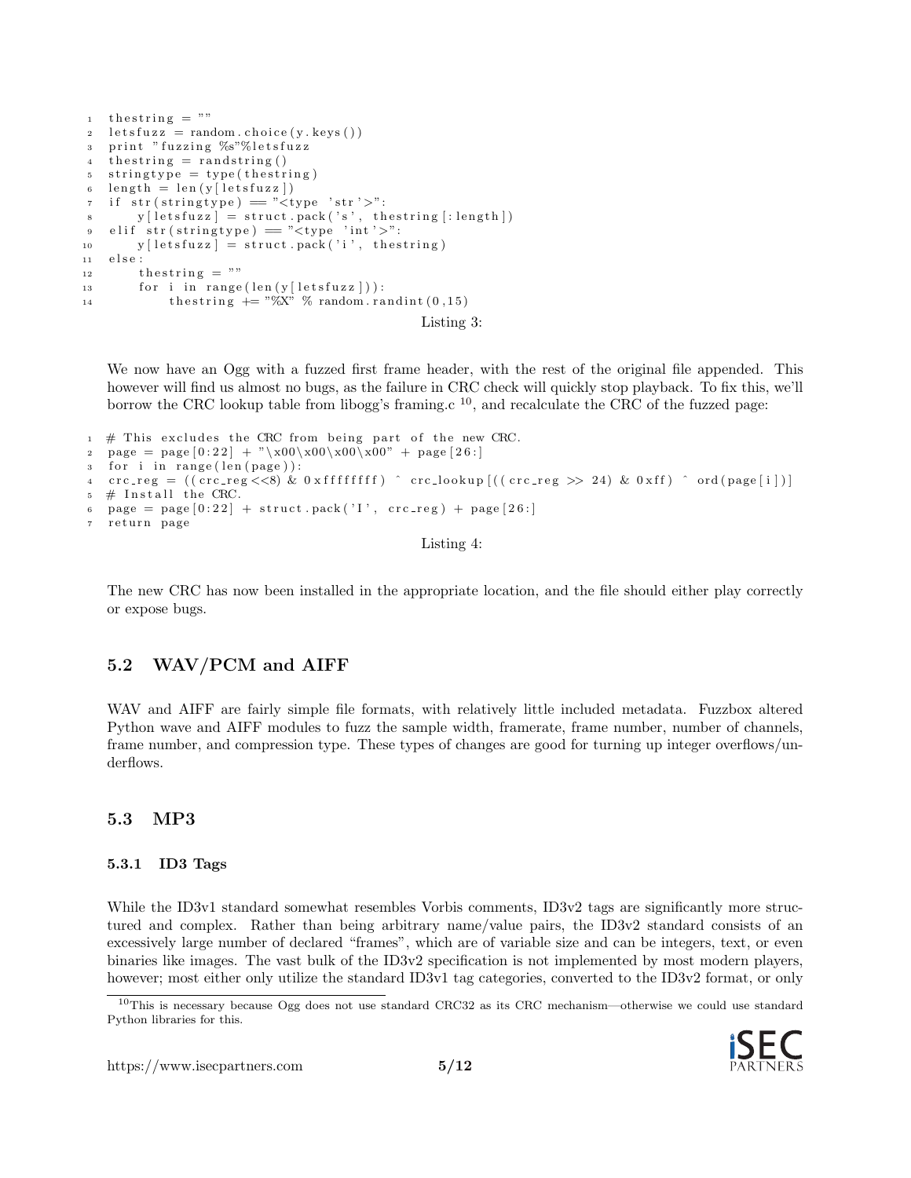```
thestring = ""
letsfuzz = random.choice(y.keys())
print "fuzzing %s"%letsfuzz
thestring = randstring()
stringtype = type(thestring)
length = len(y[letsfuzz])
if str(stringtype) == "<type 'str'>":
    y[letsfuzz] = struct.pack('s', thestring[:length])
elif str(stringtype) == "<type 'int'>":
    y[letsfuzz] = struct.pack('i', thestring)
else:
    thestring = ""
    for i in range(len(y[letsfuzz])):
        thestring += "%X" % random.randint(0,15)
```

Listing 3:

We now have an Ogg with a fuzzed first frame header, with the rest of the original file appended. This however will find us almost no bugs, as the failure in CRC check will quickly stop playback. To fix this, we'll borrow the CRC lookup table from libogg's framing.c [10], and recalculate the CRC of the fuzzed page:

```
# This excludes the CRC from being part of the new CRC.
page = page[0:22] + "\x00\x00\x00\x00" + page[26:]
for i in range(len(page)):
crc_reg = ((crc_reg<<8) & 0xffffffff) ^ crc_lookup[((crc_reg >> 24) & 0xff) ^ ord(page[i])]
# Install the CRC.
page = page[0:22] + struct.pack('I', crc_reg) + page[26:]
return page
```

Listing 4:

The new CRC has now been installed in the appropriate location, and the file should either play correctly or expose bugs.

## 5.2 WAV/PCM and AIFF

WAV and AIFF are fairly simple file formats, with relatively little included metadata. Fuzzbox altered Python wave and AIFF modules to fuzz the sample width, framerate, frame number, number of channels, frame number, and compression type. These types of changes are good for turning up integer overflows/underflows.

## 5.3 MP3

### 5.3.1 ID3 Tags

While the ID3v1 standard somewhat resembles Vorbis comments, ID3v2 tags are significantly more structured and complex. Rather than being arbitrary name/value pairs, the ID3v2 standard consists of an excessively large number of declared "frames", which are of variable size and can be integers, text, or even binaries like images. The vast bulk of the ID3v2 specification is not implemented by most modern players, however; most either only utilize the standard ID3v1 tag categories, converted to the ID3v2 format, or only

[10] This is necessary because Ogg does not use standard CRC32 as its CRC mechanism—otherwise we could use standard Python libraries for this.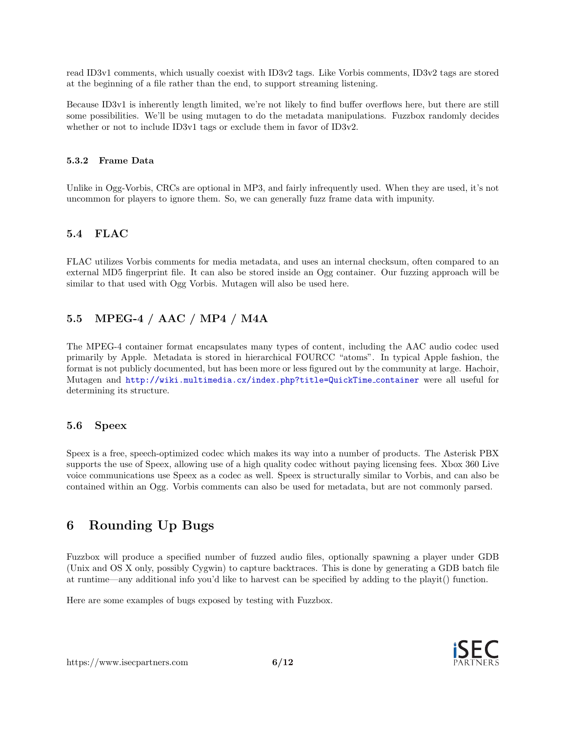read ID3v1 comments, which usually coexist with ID3v2 tags. Like Vorbis comments, ID3v2 tags are stored at the beginning of a file rather than the end, to support streaming listening.

Because ID3v1 is inherently length limited, we're not likely to find buffer overflows here, but there are still some possibilities. We'll be using mutagen to do the metadata manipulations. Fuzzbox randomly decides whether or not to include ID3v1 tags or exclude them in favor of ID3v2.

#### 5.3.2 Frame Data

Unlike in Ogg-Vorbis, CRCs are optional in MP3, and fairly infrequently used. When they are used, it's not uncommon for players to ignore them. So, we can generally fuzz frame data with impunity.

### 5.4 FLAC

FLAC utilizes Vorbis comments for media metadata, and uses an internal checksum, often compared to an external MD5 fingerprint file. It can also be stored inside an Ogg container. Our fuzzing approach will be similar to that used with Ogg Vorbis. Mutagen will also be used here.

### 5.5 MPEG-4 / AAC / MP4 / M4A

The MPEG-4 container format encapsulates many types of content, including the AAC audio codec used primarily by Apple. Metadata is stored in hierarchical FOURCC "atoms". In typical Apple fashion, the format is not publicly documented, but has been more or less figured out by the community at large. Hachoir, Mutagen and http://wiki.multimedia.cx/index.php?title=QuickTime_container were all useful for determining its structure.

### 5.6 Speex

Speex is a free, speech-optimized codec which makes its way into a number of products. The Asterisk PBX supports the use of Speex, allowing use of a high quality codec without paying licensing fees. Xbox 360 Live voice communications use Speex as a codec as well. Speex is structurally similar to Vorbis, and can also be contained within an Ogg. Vorbis comments can also be used for metadata, but are not commonly parsed.

## 6 Rounding Up Bugs

Fuzzbox will produce a specified number of fuzzed audio files, optionally spawning a player under GDB (Unix and OS X only, possibly Cygwin) to capture backtraces. This is done by generating a GDB batch file at runtime—any additional info you'd like to harvest can be specified by adding to the playit() function.

Here are some examples of bugs exposed by testing with Fuzzbox.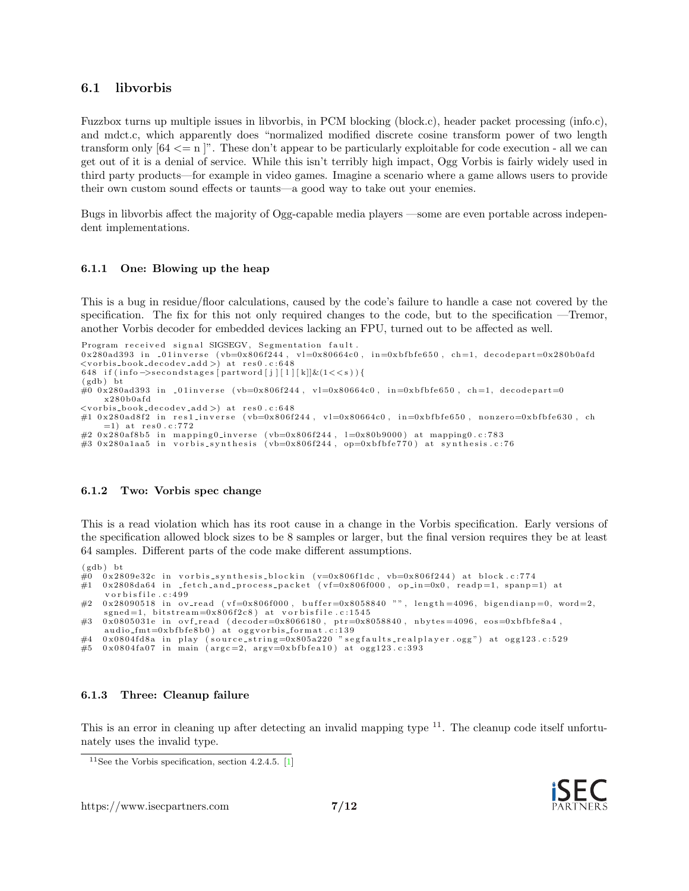## 6.1 libvorbis

Fuzzbox turns up multiple issues in libvorbis, in PCM blocking (block.c), header packet processing (info.c), and mdct.c, which apparently does "normalized modified discrete cosine transform power of two length transform only [64 <= n ]". These don't appear to be particularly exploitable for code execution - all we can get out of it is a denial of service. While this isn't terribly high impact, Ogg Vorbis is fairly widely used in third party products—for example in video games. Imagine a scenario where a game allows users to provide their own custom sound effects or taunts—a good way to take out your enemies.

Bugs in libvorbis affect the majority of Ogg-capable media players —some are even portable across independent implementations.

### 6.1.1 One: Blowing up the heap

This is a bug in residue/floor calculations, caused by the code's failure to handle a case not covered by the specification. The fix for this not only required changes to the code, but to the specification —Tremor, another Vorbis decoder for embedded devices lacking an FPU, turned out to be affected as well.

```
Program received signal SIGSEGV, Segmentation fault.
0x280ad393 in _01inverse (vb=0x806f244, vl=0x80664c0, in=0xbfbfe650, ch=1, decodepart=0x280b0afd
<vorbis_book_decodev_add>) at res0.c:648
648 if(info->secondstages[partword[j][l][k]]&(1<<s)){
(gdb) bt
#0 0x280ad393 in _01inverse (vb=0x806f244, vl=0x80664c0, in=0xbfbfe650, ch=1, decodepart=0
    x280b0afd
<vorbis_book_decodev_add>) at res0.c:648
#1 0x280ad8f2 in res1_inverse (vb=0x806f244, vl=0x80664c0, in=0xbfbfe650, nonzero=0xbfbfe630, ch
    =1) at res0.c:772
#2 0x280af8b5 in mapping0_inverse (vb=0x806f244, l=0x80b9000) at mapping0.c:783
#3 0x280a1aa5 in vorbis_synthesis (vb=0x806f244, op=0xbfbfe770) at synthesis.c:76
```

### 6.1.2 Two: Vorbis spec change

This is a read violation which has its root cause in a change in the Vorbis specification. Early versions of the specification allowed block sizes to be 8 samples or larger, but the final version requires they be at least 64 samples. Different parts of the code make different assumptions.

```
(gdb) bt
#0  0x2809e32c in vorbis_synthesis_blockin (v=0x806f1dc, vb=0x806f244) at block.c:774
#1  0x2808da64 in _fetch_and_process_packet (vf=0x806f000, op_in=0x0, readp=1, spanp=1) at
    vorbisfile.c:499
#2  0x28090518 in ov_read (vf=0x806f000, buffer=0x8058840 "", length=4096, bigendianp=0, word=2,
    sgned=1, bitstream=0x806f2c8) at vorbisfile.c:1545
#3  0x0805031e in ovf_read (decoder=0x8066180, ptr=0x8058840, nbytes=4096, eos=0xbfbfe8a4,
    audio_fmt=0xbfbfe8b0) at oggvorbis_format.c:139
#4  0x0804fd8a in play (source_string=0x805a220 "segfaults_realplayer.ogg") at ogg123.c:529
#5  0x0804fa07 in main (argc=2, argv=0xbfbfea10) at ogg123.c:393
```

### 6.1.3 Three: Cleanup failure

This is an error in cleaning up after detecting an invalid mapping type [11]. The cleanup code itself unfortunately uses the invalid type.

[11] See the Vorbis specification, section 4.2.4.5. [1]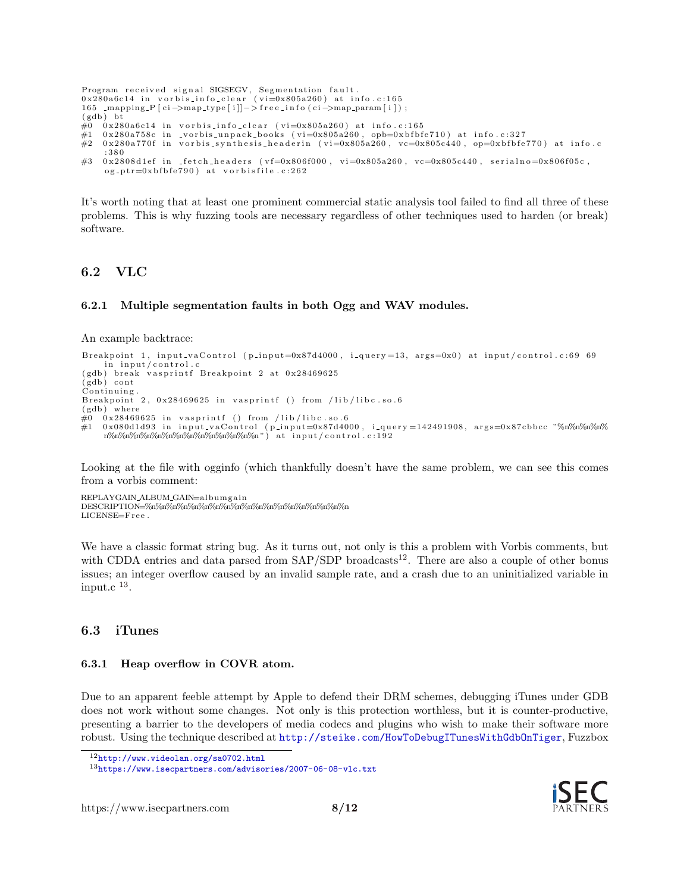```
Program received signal SIGSEGV, Segmentation fault.
0x280a6c14 in vorbis_info_clear (vi=0x805a260) at info.c:165
165 _mapping_P[ci->map_type[i]]->free_info(ci->map_param[i]);
(gdb) bt
#0  0x280a6c14 in vorbis_info_clear (vi=0x805a260) at info.c:165
#1  0x280a758c in _vorbis_unpack_books (vi=0x805a260, opb=0xbfbfe710) at info.c:327
#2  0x280a770f in vorbis_synthesis_headerin (vi=0x805a260, vc=0x805c440, op=0xbfbfe770) at info.c
    :380
#3  0x2808d1ef in _fetch_headers (vf=0x806f000, vi=0x805a260, vc=0x805c440, serialno=0x806f05c,
    og_ptr=0xbfbfe790) at vorbisfile.c:262
```

It's worth noting that at least one prominent commercial static analysis tool failed to find all three of these problems. This is why fuzzing tools are necessary regardless of other techniques used to harden (or break) software.

## 6.2 VLC

### 6.2.1 Multiple segmentation faults in both Ogg and WAV modules.

An example backtrace:

```
Breakpoint 1, input_vaControl (p_input=0x87d4000, i_query=13, args=0x0) at input/control.c:69 69
    in input/control.c
(gdb) break vasprintf Breakpoint 2 at 0x28469625
(gdb) cont
Continuing.
Breakpoint 2, 0x28469625 in vasprintf () from /lib/libc.so.6
(gdb) where
#0  0x28469625 in vasprintf () from /lib/libc.so.6
#1  0x080d1d93 in input_vaControl (p_input=0x87d4000, i_query=142491908, args=0x87cbbcc "%n%n%n%
    n%n%n%n%n%n%n%n%n%n%n%n%n%n") at input/control.c:192
```

Looking at the file with ogginfo (which thankfully doesn't have the same problem, we can see this comes from a vorbis comment:

```
REPLAYGAIN_ALBUM_GAIN=albumgain
DESCRIPTION=%n%n%n%n%n%n%n%n%n%n%n%n%n%n%n%n%n%n
LICENSE=Free.
```

We have a classic format string bug. As it turns out, not only is this a problem with Vorbis comments, but with CDDA entries and data parsed from SAP/SDP broadcasts[12]. There are also a couple of other bonus issues; an integer overflow caused by an invalid sample rate, and a crash due to an uninitialized variable in input.c [13].

## 6.3 iTunes

### 6.3.1 Heap overflow in COVR atom.

Due to an apparent feeble attempt by Apple to defend their DRM schemes, debugging iTunes under GDB does not work without some changes. Not only is this protection worthless, but it is counter-productive, presenting a barrier to the developers of media codecs and plugins who wish to make their software more robust. Using the technique described at http://steike.com/HowToDebugITunesWithGdbOnTiger, Fuzzbox

[12] http://www.videolan.org/sa0702.html

[13] https://www.isecpartners.com/advisories/2007-06-08-vlc.txt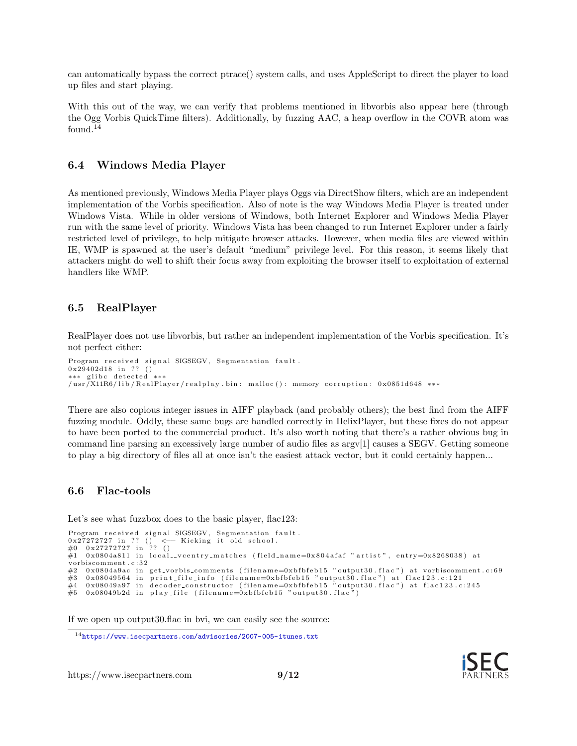can automatically bypass the correct ptrace() system calls, and uses AppleScript to direct the player to load up files and start playing.

With this out of the way, we can verify that problems mentioned in libvorbis also appear here (through the Ogg Vorbis QuickTime filters). Additionally, by fuzzing AAC, a heap overflow in the COVR atom was found.[14]

## 6.4 Windows Media Player

As mentioned previously, Windows Media Player plays Oggs via DirectShow filters, which are an independent implementation of the Vorbis specification. Also of note is the way Windows Media Player is treated under Windows Vista. While in older versions of Windows, both Internet Explorer and Windows Media Player run with the same level of priority. Windows Vista has been changed to run Internet Explorer under a fairly restricted level of privilege, to help mitigate browser attacks. However, when media files are viewed within IE, WMP is spawned at the user's default "medium" privilege level. For this reason, it seems likely that attackers might do well to shift their focus away from exploiting the browser itself to exploitation of external handlers like WMP.

## 6.5 RealPlayer

RealPlayer does not use libvorbis, but rather an independent implementation of the Vorbis specification. It's not perfect either:

```
Program received signal SIGSEGV, Segmentation fault.
0x29402d18 in ?? ()
*** glibc detected ***
/usr/X11R6/lib/RealPlayer/realplay.bin: malloc(): memory corruption: 0x0851d648 ***
```

There are also copious integer issues in AIFF playback (and probably others); the best find from the AIFF fuzzing module. Oddly, these same bugs are handled correctly in HelixPlayer, but these fixes do not appear to have been ported to the commercial product. It's also worth noting that there's a rather obvious bug in command line parsing an excessively large number of audio files as argv[1] causes a SEGV. Getting someone to play a big directory of files all at once isn't the easiest attack vector, but it could certainly happen...

## 6.6 Flac-tools

Let's see what fuzzbox does to the basic player, flac123:

```
Program received signal SIGSEGV, Segmentation fault.
0x27272727 in ?? ()  <-- Kicking it old school.
#0  0x27272727 in ?? ()
#1  0x0804a811 in local__vcentry_matches (field_name=0x804afaf "artist", entry=0x8268038) at
vorbiscomment.c:32
#2  0x0804a9ac in get_vorbis_comments (filename=0xbfbfeb15 "output30.flac") at vorbiscomment.c:69
#3  0x08049564 in print_file_info (filename=0xbfbfeb15 "output30.flac") at flac123.c:121
#4  0x08049a97 in decoder_constructor (filename=0xbfbfeb15 "output30.flac") at flac123.c:245
#5  0x08049b2d in play_file (filename=0xbfbfeb15 "output30.flac")
```

If we open up output30.flac in bvi, we can easily see the source:

[14] https://www.isecpartners.com/advisories/2007-005-itunes.txt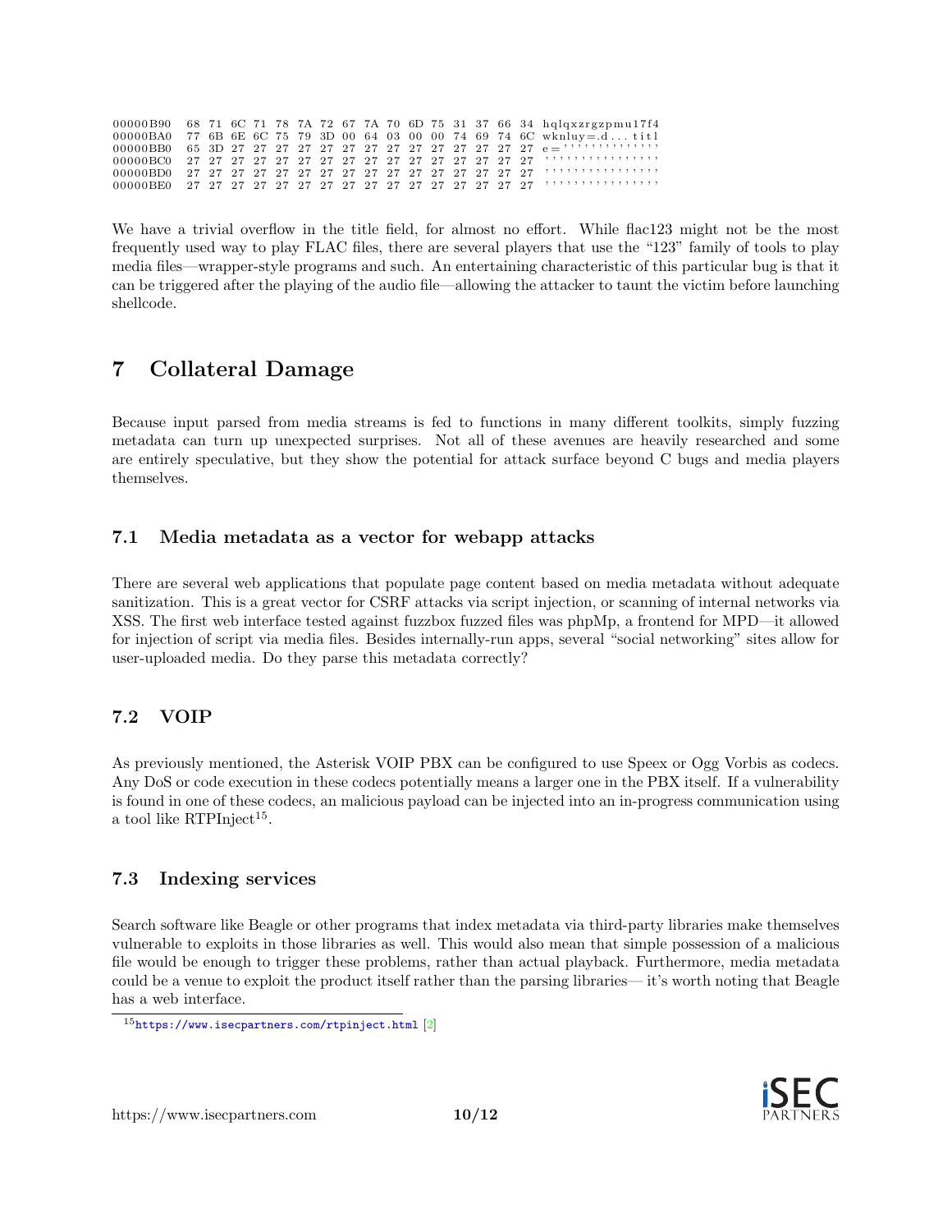```
00000B90  68 71 6C 71 78 7A 72 67 7A 70 6D 75 31 37 66 34  hqlqxzrgzpmu17f4
00000BA0  77 6B 6E 6C 75 79 3D 00 64 03 00 00 74 69 74 6C  wknluy=.d...titl
00000BB0  65 3D 27 27 27 27 27 27 27 27 27 27 27 27 27 27  e=''''''''''''''
00000BC0  27 27 27 27 27 27 27 27 27 27 27 27 27 27 27 27  ''''''''''''''''
00000BD0  27 27 27 27 27 27 27 27 27 27 27 27 27 27 27 27  ''''''''''''''''
00000BE0  27 27 27 27 27 27 27 27 27 27 27 27 27 27 27 27  ''''''''''''''''
```

We have a trivial overflow in the title field, for almost no effort. While flac123 might not be the most frequently used way to play FLAC files, there are several players that use the "123" family of tools to play media files—wrapper-style programs and such. An entertaining characteristic of this particular bug is that it can be triggered after the playing of the audio file—allowing the attacker to taunt the victim before launching shellcode.

# 7 Collateral Damage

Because input parsed from media streams is fed to functions in many different toolkits, simply fuzzing metadata can turn up unexpected surprises. Not all of these avenues are heavily researched and some are entirely speculative, but they show the potential for attack surface beyond C bugs and media players themselves.

## 7.1 Media metadata as a vector for webapp attacks

There are several web applications that populate page content based on media metadata without adequate sanitization. This is a great vector for CSRF attacks via script injection, or scanning of internal networks via XSS. The first web interface tested against fuzzbox fuzzed files was phpMp, a frontend for MPD—it allowed for injection of script via media files. Besides internally-run apps, several "social networking" sites allow for user-uploaded media. Do they parse this metadata correctly?

## 7.2 VOIP

As previously mentioned, the Asterisk VOIP PBX can be configured to use Speex or Ogg Vorbis as codecs. Any DoS or code execution in these codecs potentially means a larger one in the PBX itself. If a vulnerability is found in one of these codecs, an malicious payload can be injected into an in-progress communication using a tool like RTPInject[15].

## 7.3 Indexing services

Search software like Beagle or other programs that index metadata via third-party libraries make themselves vulnerable to exploits in those libraries as well. This would also mean that simple possession of a malicious file would be enough to trigger these problems, rather than actual playback. Furthermore, media metadata could be a venue to exploit the product itself rather than the parsing libraries— it's worth noting that Beagle has a web interface.

[15] https://www.isecpartners.com/rtpinject.html [2]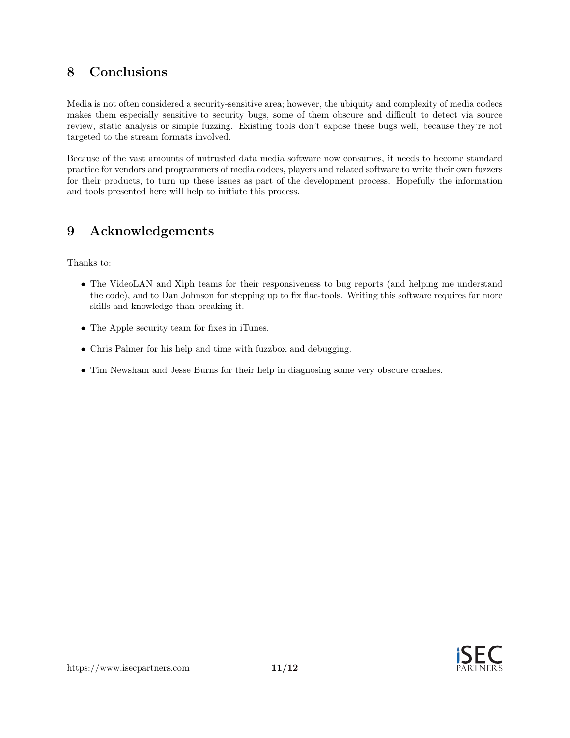## 8 Conclusions

Media is not often considered a security-sensitive area; however, the ubiquity and complexity of media codecs makes them especially sensitive to security bugs, some of them obscure and difficult to detect via source review, static analysis or simple fuzzing. Existing tools don't expose these bugs well, because they're not targeted to the stream formats involved.

Because of the vast amounts of untrusted data media software now consumes, it needs to become standard practice for vendors and programmers of media codecs, players and related software to write their own fuzzers for their products, to turn up these issues as part of the development process. Hopefully the information and tools presented here will help to initiate this process.

## 9 Acknowledgements

Thanks to:

- The VideoLAN and Xiph teams for their responsiveness to bug reports (and helping me understand the code), and to Dan Johnson for stepping up to fix flac-tools. Writing this software requires far more skills and knowledge than breaking it.
- The Apple security team for fixes in iTunes.
- Chris Palmer for his help and time with fuzzbox and debugging.
- Tim Newsham and Jesse Burns for their help in diagnosing some very obscure crashes.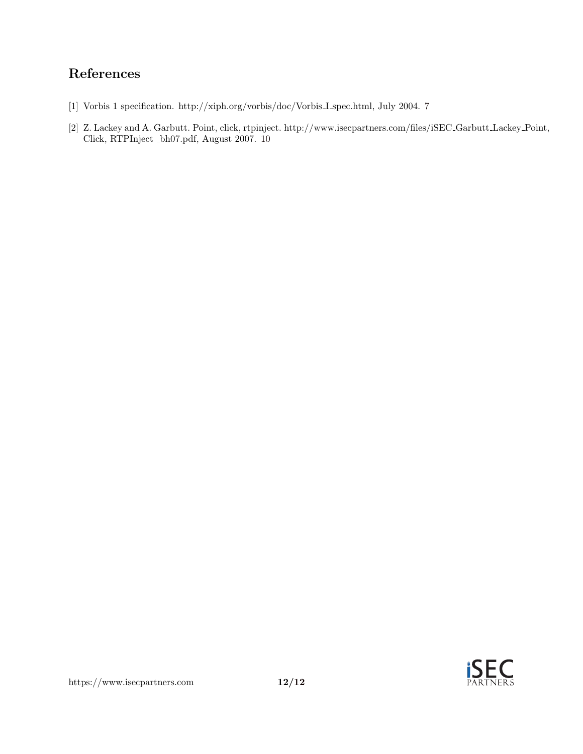## References

[1] Vorbis 1 specification. http://xiph.org/vorbis/doc/Vorbis_I_spec.html, July 2004. 7

[2] Z. Lackey and A. Garbutt. Point, click, rtpinject. http://www.isecpartners.com/files/iSEC_Garbutt_Lackey_Point, Click, RTPInject _bh07.pdf, August 2007. 10